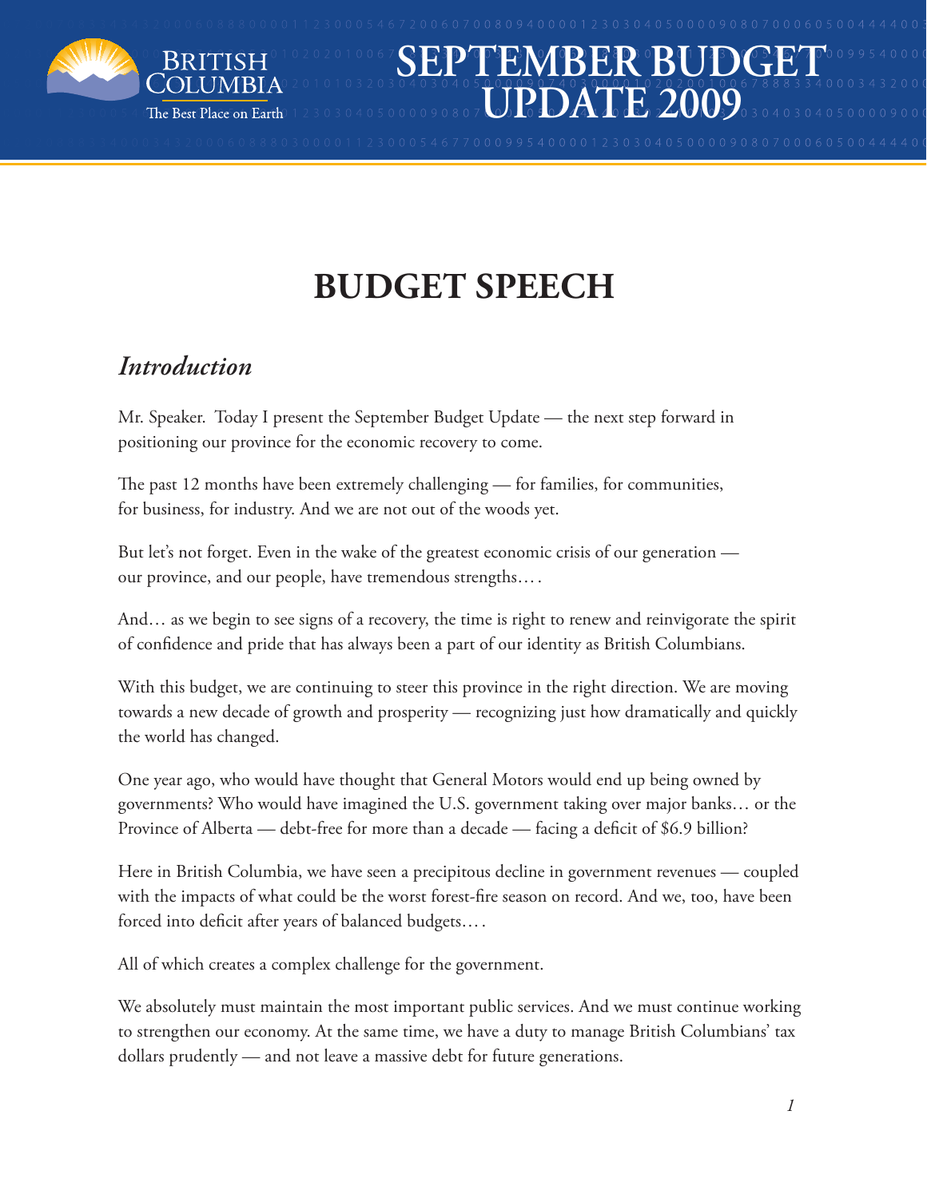# SEPTEMBER BUDGET UPDATE 2009

# BUDGET SPEECH

## *Introduction*

Mr. Speaker. Today I present the September Budget Update — the next step forward in positioning our province for the economic recovery to come.

The past 12 months have been extremely challenging — for families, for communities, for business, for industry. And we are not out of the woods yet.

But let's not forget. Even in the wake of the greatest economic crisis of our generation — our province, and our people, have tremendous strengths….

And… as we begin to see signs of a recovery, the time is right to renew and reinvigorate the spirit of confidence and pride that has always been a part of our identity as British Columbians.

With this budget, we are continuing to steer this province in the right direction. We are moving towards a new decade of growth and prosperity — recognizing just how dramatically and quickly the world has changed.

One year ago, who would have thought that General Motors would end up being owned by governments? Who would have imagined the U.S. government taking over major banks… or the Province of Alberta — debt-free for more than a decade — facing a deficit of $6.9 billion?

Here in British Columbia, we have seen a precipitous decline in government revenues — coupled with the impacts of what could be the worst forest-fire season on record. And we, too, have been forced into deficit after years of balanced budgets….

All of which creates a complex challenge for the government.

We absolutely must maintain the most important public services. And we must continue working to strengthen our economy. At the same time, we have a duty to manage British Columbians' tax dollars prudently — and not leave a massive debt for future generations.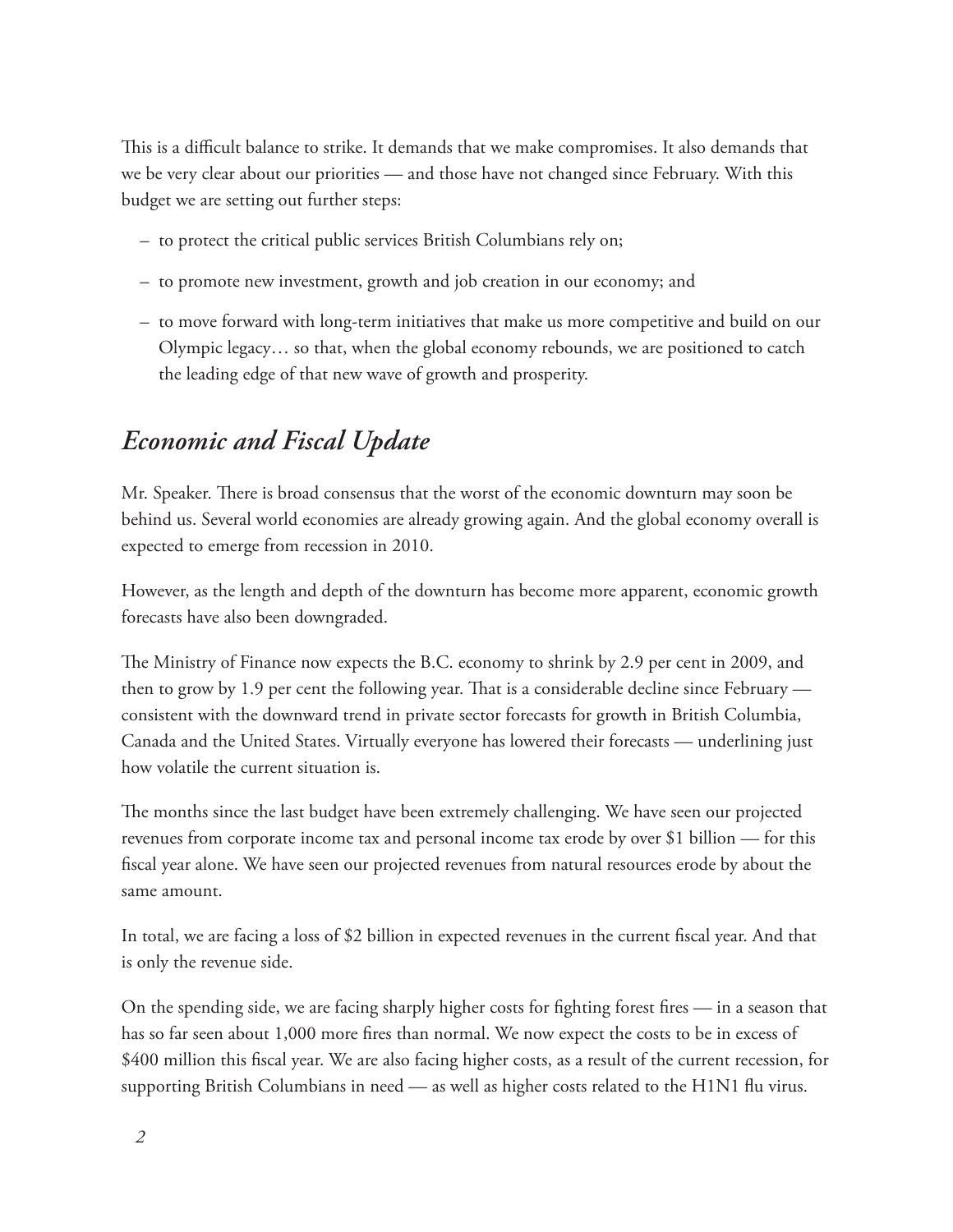This is a difficult balance to strike. It demands that we make compromises. It also demands that we be very clear about our priorities — and those have not changed since February. With this budget we are setting out further steps:

- to protect the critical public services British Columbians rely on;
- to promote new investment, growth and job creation in our economy; and
- to move forward with long-term initiatives that make us more competitive and build on our Olympic legacy… so that, when the global economy rebounds, we are positioned to catch the leading edge of that new wave of growth and prosperity.

## *Economic and Fiscal Update*

Mr. Speaker. There is broad consensus that the worst of the economic downturn may soon be behind us. Several world economies are already growing again. And the global economy overall is expected to emerge from recession in 2010.

However, as the length and depth of the downturn has become more apparent, economic growth forecasts have also been downgraded.

The Ministry of Finance now expects the B.C. economy to shrink by 2.9 per cent in 2009, and then to grow by 1.9 per cent the following year. That is a considerable decline since February — consistent with the downward trend in private sector forecasts for growth in British Columbia, Canada and the United States. Virtually everyone has lowered their forecasts — underlining just how volatile the current situation is.

The months since the last budget have been extremely challenging. We have seen our projected revenues from corporate income tax and personal income tax erode by over $1 billion — for this fiscal year alone. We have seen our projected revenues from natural resources erode by about the same amount.

In total, we are facing a loss of $2 billion in expected revenues in the current fiscal year. And that is only the revenue side.

On the spending side, we are facing sharply higher costs for fighting forest fires — in a season that has so far seen about 1,000 more fires than normal. We now expect the costs to be in excess of $400 million this fiscal year. We are also facing higher costs, as a result of the current recession, for supporting British Columbians in need — as well as higher costs related to the H1N1 flu virus.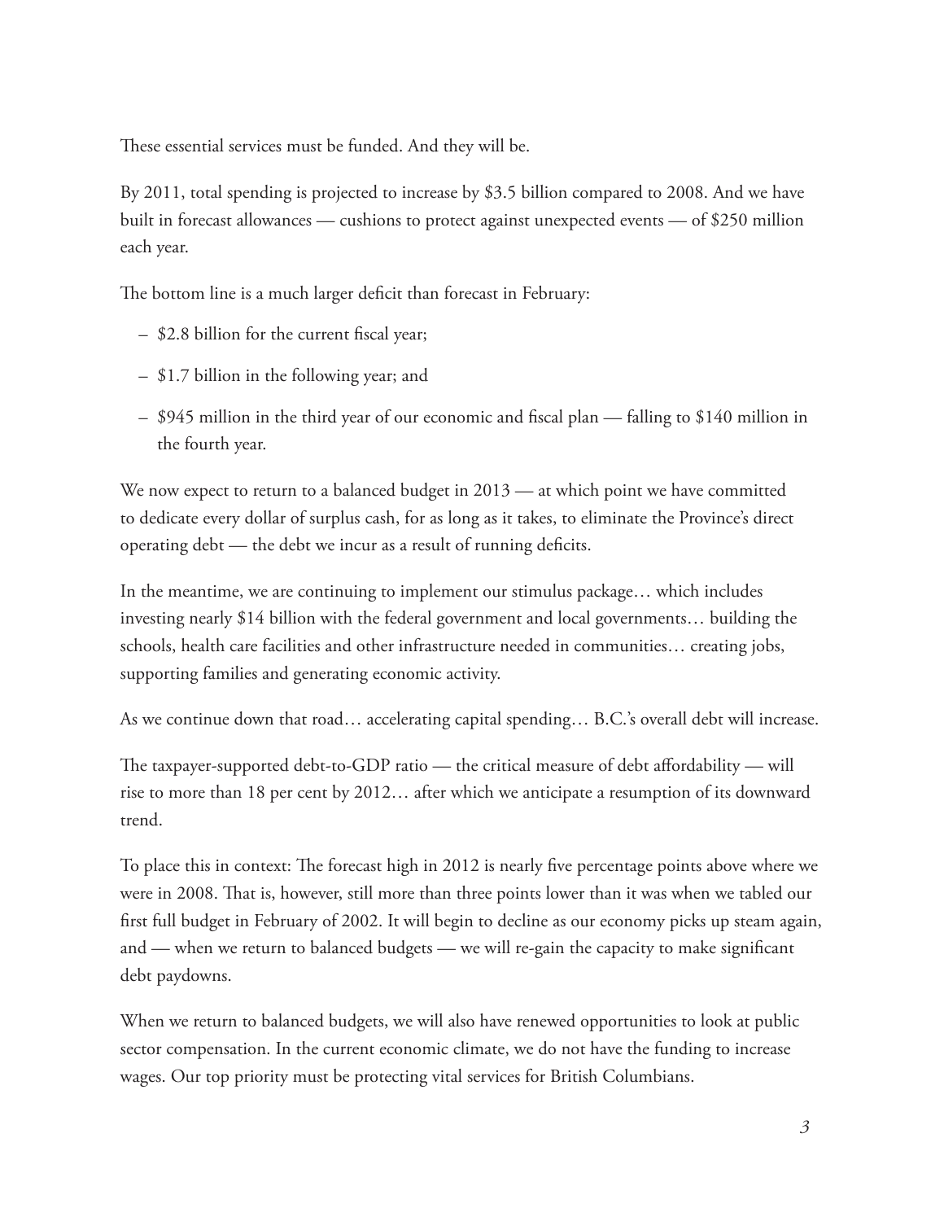These essential services must be funded. And they will be.

By 2011, total spending is projected to increase by $3.5 billion compared to 2008. And we have built in forecast allowances — cushions to protect against unexpected events — of $250 million each year.

The bottom line is a much larger deficit than forecast in February:

– $2.8 billion for the current fiscal year;

– $1.7 billion in the following year; and

– $945 million in the third year of our economic and fiscal plan — falling to $140 million in the fourth year.

We now expect to return to a balanced budget in 2013 — at which point we have committed to dedicate every dollar of surplus cash, for as long as it takes, to eliminate the Province's direct operating debt — the debt we incur as a result of running deficits.

In the meantime, we are continuing to implement our stimulus package… which includes investing nearly $14 billion with the federal government and local governments… building the schools, health care facilities and other infrastructure needed in communities… creating jobs, supporting families and generating economic activity.

As we continue down that road… accelerating capital spending… B.C.'s overall debt will increase.

The taxpayer-supported debt-to-GDP ratio — the critical measure of debt affordability — will rise to more than 18 per cent by 2012… after which we anticipate a resumption of its downward trend.

To place this in context: The forecast high in 2012 is nearly five percentage points above where we were in 2008. That is, however, still more than three points lower than it was when we tabled our first full budget in February of 2002. It will begin to decline as our economy picks up steam again, and — when we return to balanced budgets — we will re-gain the capacity to make significant debt paydowns.

When we return to balanced budgets, we will also have renewed opportunities to look at public sector compensation. In the current economic climate, we do not have the funding to increase wages. Our top priority must be protecting vital services for British Columbians.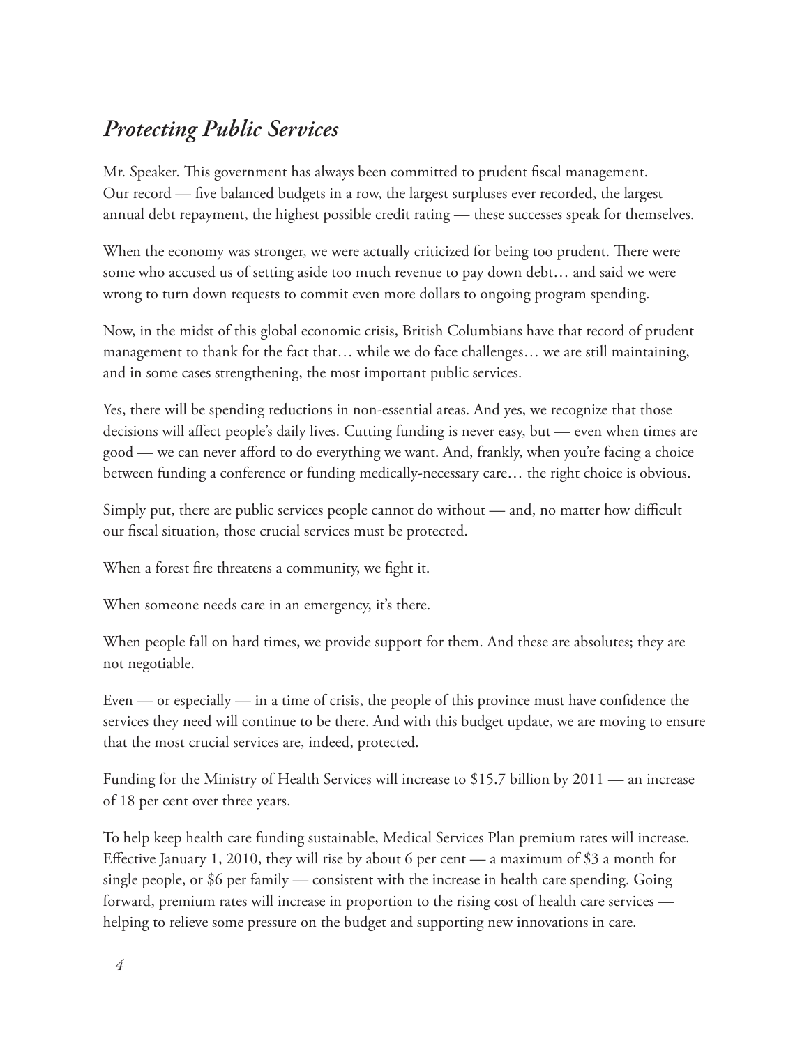## *Protecting Public Services*

Mr. Speaker. This government has always been committed to prudent fiscal management. Our record — five balanced budgets in a row, the largest surpluses ever recorded, the largest annual debt repayment, the highest possible credit rating — these successes speak for themselves.

When the economy was stronger, we were actually criticized for being too prudent. There were some who accused us of setting aside too much revenue to pay down debt… and said we were wrong to turn down requests to commit even more dollars to ongoing program spending.

Now, in the midst of this global economic crisis, British Columbians have that record of prudent management to thank for the fact that… while we do face challenges… we are still maintaining, and in some cases strengthening, the most important public services.

Yes, there will be spending reductions in non-essential areas. And yes, we recognize that those decisions will affect people's daily lives. Cutting funding is never easy, but — even when times are good — we can never afford to do everything we want. And, frankly, when you're facing a choice between funding a conference or funding medically-necessary care… the right choice is obvious.

Simply put, there are public services people cannot do without — and, no matter how difficult our fiscal situation, those crucial services must be protected.

When a forest fire threatens a community, we fight it.

When someone needs care in an emergency, it's there.

When people fall on hard times, we provide support for them. And these are absolutes; they are not negotiable.

Even — or especially — in a time of crisis, the people of this province must have confidence the services they need will continue to be there. And with this budget update, we are moving to ensure that the most crucial services are, indeed, protected.

Funding for the Ministry of Health Services will increase to $15.7 billion by 2011 — an increase of 18 per cent over three years.

To help keep health care funding sustainable, Medical Services Plan premium rates will increase. Effective January 1, 2010, they will rise by about 6 per cent — a maximum of $3 a month for single people, or $6 per family — consistent with the increase in health care spending. Going forward, premium rates will increase in proportion to the rising cost of health care services — helping to relieve some pressure on the budget and supporting new innovations in care.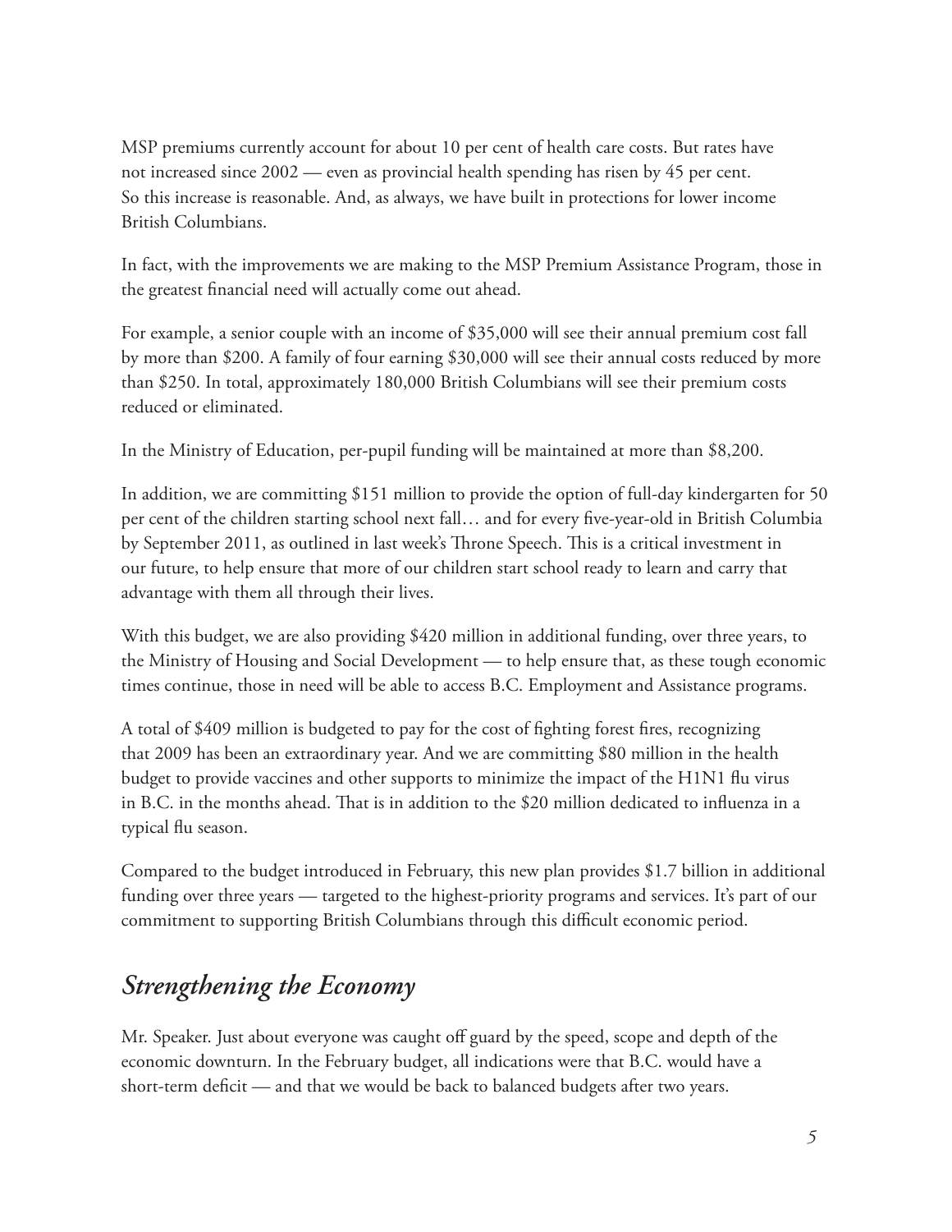MSP premiums currently account for about 10 per cent of health care costs. But rates have not increased since 2002 — even as provincial health spending has risen by 45 per cent. So this increase is reasonable. And, as always, we have built in protections for lower income British Columbians.

In fact, with the improvements we are making to the MSP Premium Assistance Program, those in the greatest financial need will actually come out ahead.

For example, a senior couple with an income of $35,000 will see their annual premium cost fall by more than $200. A family of four earning $30,000 will see their annual costs reduced by more than $250. In total, approximately 180,000 British Columbians will see their premium costs reduced or eliminated.

In the Ministry of Education, per-pupil funding will be maintained at more than $8,200.

In addition, we are committing $151 million to provide the option of full-day kindergarten for 50 per cent of the children starting school next fall… and for every five-year-old in British Columbia by September 2011, as outlined in last week's Throne Speech. This is a critical investment in our future, to help ensure that more of our children start school ready to learn and carry that advantage with them all through their lives.

With this budget, we are also providing $420 million in additional funding, over three years, to the Ministry of Housing and Social Development — to help ensure that, as these tough economic times continue, those in need will be able to access B.C. Employment and Assistance programs.

A total of $409 million is budgeted to pay for the cost of fighting forest fires, recognizing that 2009 has been an extraordinary year. And we are committing $80 million in the health budget to provide vaccines and other supports to minimize the impact of the H1N1 flu virus in B.C. in the months ahead. That is in addition to the $20 million dedicated to influenza in a typical flu season.

Compared to the budget introduced in February, this new plan provides $1.7 billion in additional funding over three years — targeted to the highest-priority programs and services. It's part of our commitment to supporting British Columbians through this difficult economic period.

## *Strengthening the Economy*

Mr. Speaker. Just about everyone was caught off guard by the speed, scope and depth of the economic downturn. In the February budget, all indications were that B.C. would have a short-term deficit — and that we would be back to balanced budgets after two years.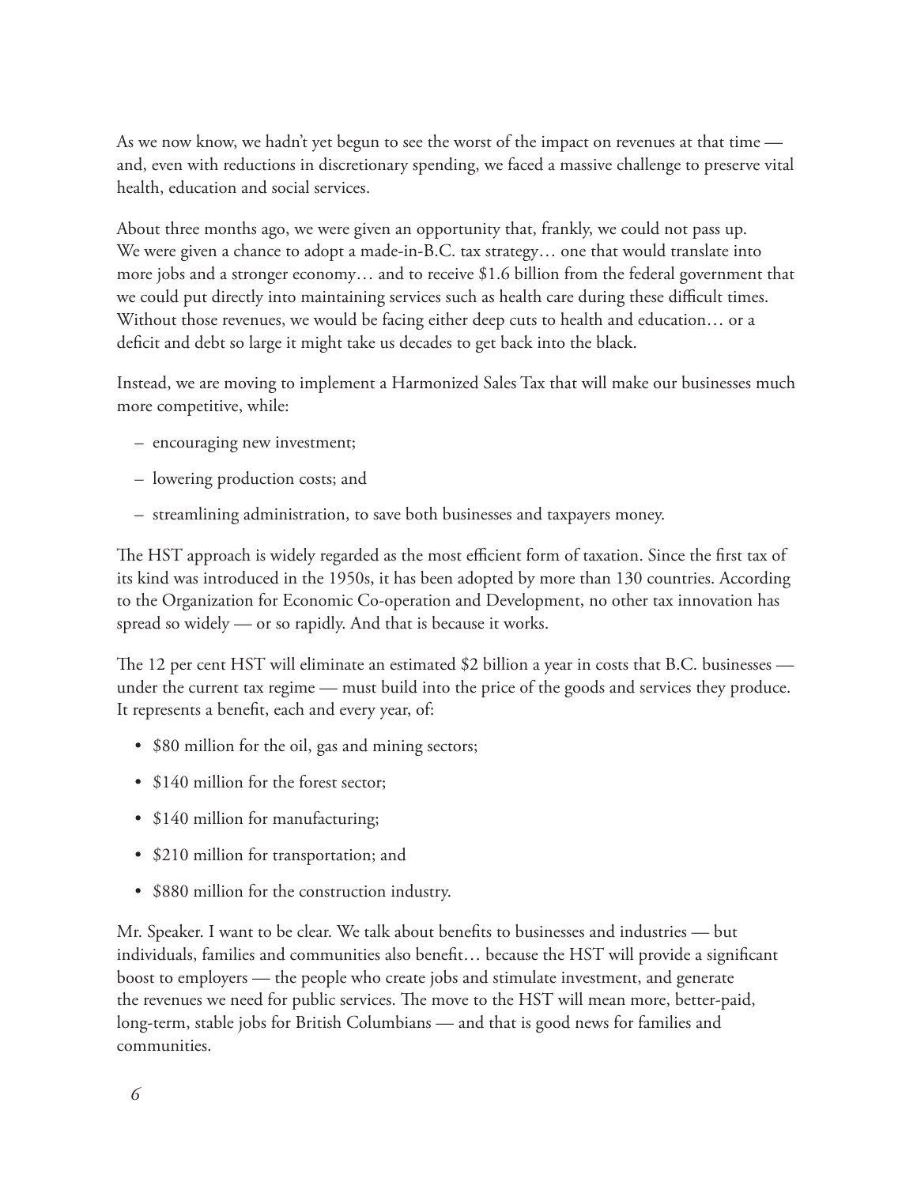As we now know, we hadn't yet begun to see the worst of the impact on revenues at that time — and, even with reductions in discretionary spending, we faced a massive challenge to preserve vital health, education and social services.

About three months ago, we were given an opportunity that, frankly, we could not pass up. We were given a chance to adopt a made-in-B.C. tax strategy… one that would translate into more jobs and a stronger economy… and to receive $1.6 billion from the federal government that we could put directly into maintaining services such as health care during these difficult times. Without those revenues, we would be facing either deep cuts to health and education… or a deficit and debt so large it might take us decades to get back into the black.

Instead, we are moving to implement a Harmonized Sales Tax that will make our businesses much more competitive, while:

– encouraging new investment;

– lowering production costs; and

– streamlining administration, to save both businesses and taxpayers money.

The HST approach is widely regarded as the most efficient form of taxation. Since the first tax of its kind was introduced in the 1950s, it has been adopted by more than 130 countries. According to the Organization for Economic Co-operation and Development, no other tax innovation has spread so widely — or so rapidly. And that is because it works.

The 12 per cent HST will eliminate an estimated $2 billion a year in costs that B.C. businesses — under the current tax regime — must build into the price of the goods and services they produce. It represents a benefit, each and every year, of:

- $80 million for the oil, gas and mining sectors;
- $140 million for the forest sector;
- $140 million for manufacturing;
- $210 million for transportation; and
- $880 million for the construction industry.

Mr. Speaker. I want to be clear. We talk about benefits to businesses and industries — but individuals, families and communities also benefit… because the HST will provide a significant boost to employers — the people who create jobs and stimulate investment, and generate the revenues we need for public services. The move to the HST will mean more, better-paid, long-term, stable jobs for British Columbians — and that is good news for families and communities.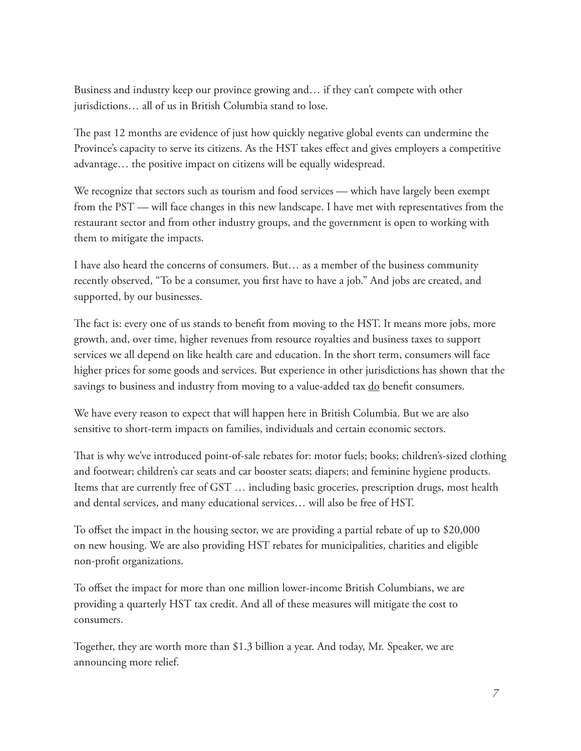Business and industry keep our province growing and… if they can't compete with other jurisdictions… all of us in British Columbia stand to lose.

The past 12 months are evidence of just how quickly negative global events can undermine the Province's capacity to serve its citizens. As the HST takes effect and gives employers a competitive advantage… the positive impact on citizens will be equally widespread.

We recognize that sectors such as tourism and food services — which have largely been exempt from the PST — will face changes in this new landscape. I have met with representatives from the restaurant sector and from other industry groups, and the government is open to working with them to mitigate the impacts.

I have also heard the concerns of consumers. But… as a member of the business community recently observed, "To be a consumer, you first have to have a job." And jobs are created, and supported, by our businesses.

The fact is: every one of us stands to benefit from moving to the HST. It means more jobs, more growth, and, over time, higher revenues from resource royalties and business taxes to support services we all depend on like health care and education. In the short term, consumers will face higher prices for some goods and services. But experience in other jurisdictions has shown that the savings to business and industry from moving to a value-added tax do benefit consumers.

We have every reason to expect that will happen here in British Columbia. But we are also sensitive to short-term impacts on families, individuals and certain economic sectors.

That is why we've introduced point-of-sale rebates for: motor fuels; books; children's-sized clothing and footwear; children's car seats and car booster seats; diapers; and feminine hygiene products. Items that are currently free of GST … including basic groceries, prescription drugs, most health and dental services, and many educational services… will also be free of HST.

To offset the impact in the housing sector, we are providing a partial rebate of up to $20,000 on new housing. We are also providing HST rebates for municipalities, charities and eligible non-profit organizations.

To offset the impact for more than one million lower-income British Columbians, we are providing a quarterly HST tax credit. And all of these measures will mitigate the cost to consumers.

Together, they are worth more than $1.3 billion a year. And today, Mr. Speaker, we are announcing more relief.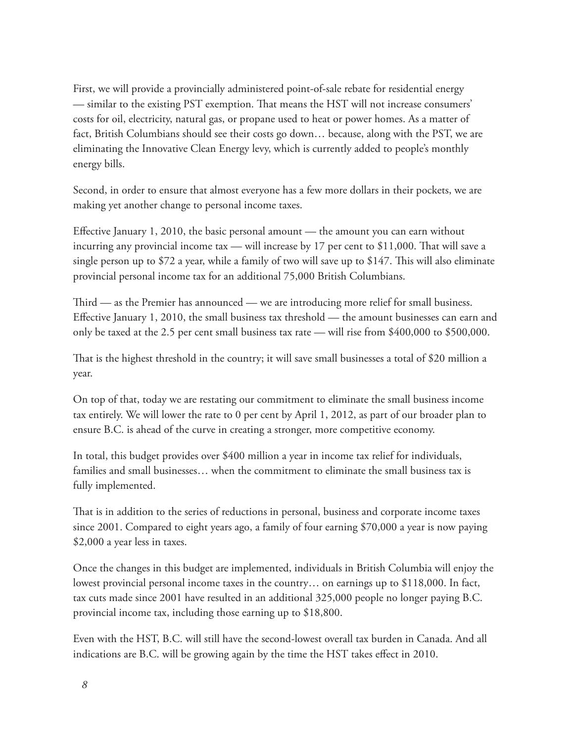First, we will provide a provincially administered point-of-sale rebate for residential energy — similar to the existing PST exemption. That means the HST will not increase consumers' costs for oil, electricity, natural gas, or propane used to heat or power homes. As a matter of fact, British Columbians should see their costs go down… because, along with the PST, we are eliminating the Innovative Clean Energy levy, which is currently added to people's monthly energy bills.

Second, in order to ensure that almost everyone has a few more dollars in their pockets, we are making yet another change to personal income taxes.

Effective January 1, 2010, the basic personal amount — the amount you can earn without incurring any provincial income tax — will increase by 17 per cent to $11,000. That will save a single person up to $72 a year, while a family of two will save up to $147. This will also eliminate provincial personal income tax for an additional 75,000 British Columbians.

Third — as the Premier has announced — we are introducing more relief for small business. Effective January 1, 2010, the small business tax threshold — the amount businesses can earn and only be taxed at the 2.5 per cent small business tax rate — will rise from $400,000 to $500,000.

That is the highest threshold in the country; it will save small businesses a total of $20 million a year.

On top of that, today we are restating our commitment to eliminate the small business income tax entirely. We will lower the rate to 0 per cent by April 1, 2012, as part of our broader plan to ensure B.C. is ahead of the curve in creating a stronger, more competitive economy.

In total, this budget provides over $400 million a year in income tax relief for individuals, families and small businesses… when the commitment to eliminate the small business tax is fully implemented.

That is in addition to the series of reductions in personal, business and corporate income taxes since 2001. Compared to eight years ago, a family of four earning $70,000 a year is now paying $2,000 a year less in taxes.

Once the changes in this budget are implemented, individuals in British Columbia will enjoy the lowest provincial personal income taxes in the country… on earnings up to $118,000. In fact, tax cuts made since 2001 have resulted in an additional 325,000 people no longer paying B.C. provincial income tax, including those earning up to $18,800.

Even with the HST, B.C. will still have the second-lowest overall tax burden in Canada. And all indications are B.C. will be growing again by the time the HST takes effect in 2010.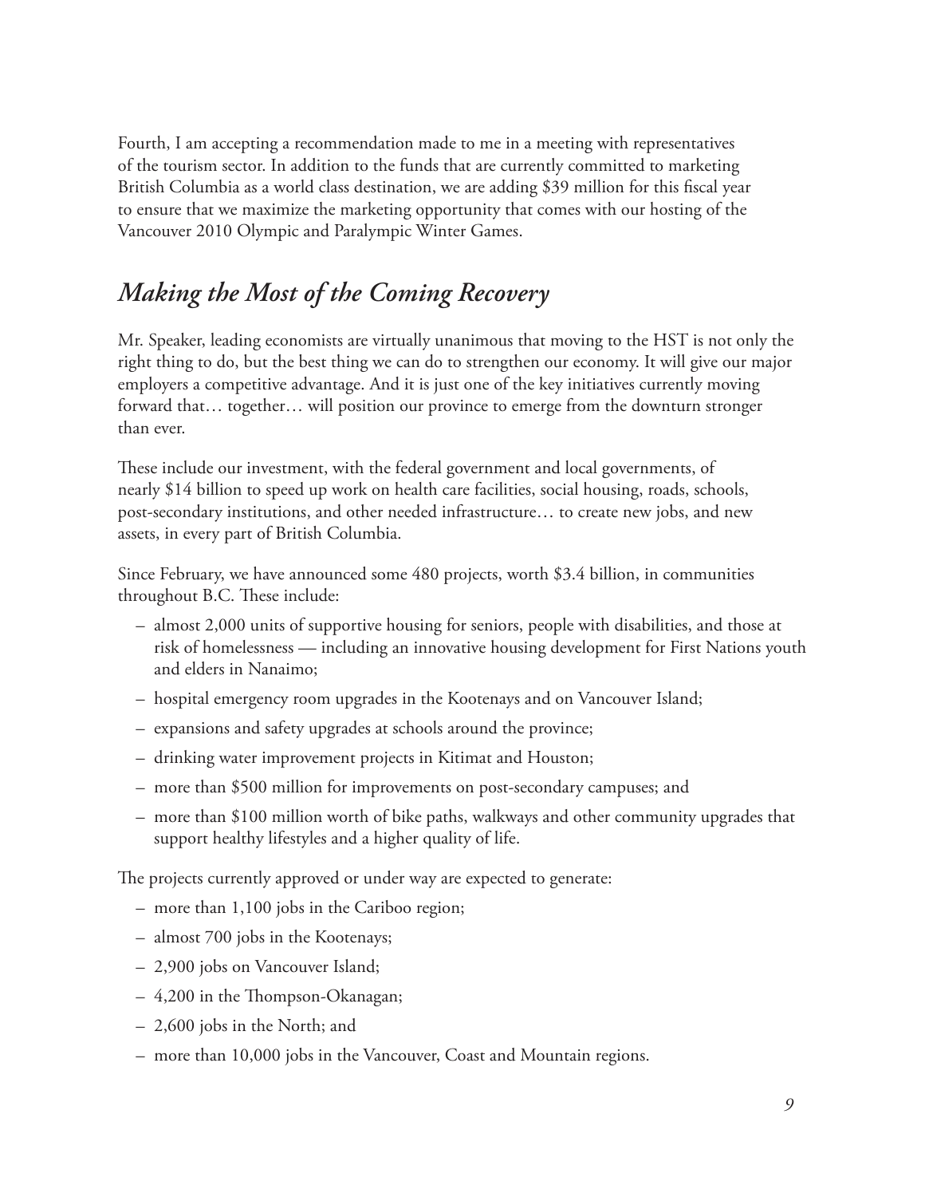Fourth, I am accepting a recommendation made to me in a meeting with representatives of the tourism sector. In addition to the funds that are currently committed to marketing British Columbia as a world class destination, we are adding $39 million for this fiscal year to ensure that we maximize the marketing opportunity that comes with our hosting of the Vancouver 2010 Olympic and Paralympic Winter Games.

## *Making the Most of the Coming Recovery*

Mr. Speaker, leading economists are virtually unanimous that moving to the HST is not only the right thing to do, but the best thing we can do to strengthen our economy. It will give our major employers a competitive advantage. And it is just one of the key initiatives currently moving forward that… together… will position our province to emerge from the downturn stronger than ever.

These include our investment, with the federal government and local governments, of nearly $14 billion to speed up work on health care facilities, social housing, roads, schools, post-secondary institutions, and other needed infrastructure… to create new jobs, and new assets, in every part of British Columbia.

Since February, we have announced some 480 projects, worth $3.4 billion, in communities throughout B.C. These include:

- almost 2,000 units of supportive housing for seniors, people with disabilities, and those at risk of homelessness — including an innovative housing development for First Nations youth and elders in Nanaimo;
- hospital emergency room upgrades in the Kootenays and on Vancouver Island;
- expansions and safety upgrades at schools around the province;
- drinking water improvement projects in Kitimat and Houston;
- more than $500 million for improvements on post-secondary campuses; and
- more than $100 million worth of bike paths, walkways and other community upgrades that support healthy lifestyles and a higher quality of life.

The projects currently approved or under way are expected to generate:

- more than 1,100 jobs in the Cariboo region;
- almost 700 jobs in the Kootenays;
- 2,900 jobs on Vancouver Island;
- 4,200 in the Thompson-Okanagan;
- 2,600 jobs in the North; and
- more than 10,000 jobs in the Vancouver, Coast and Mountain regions.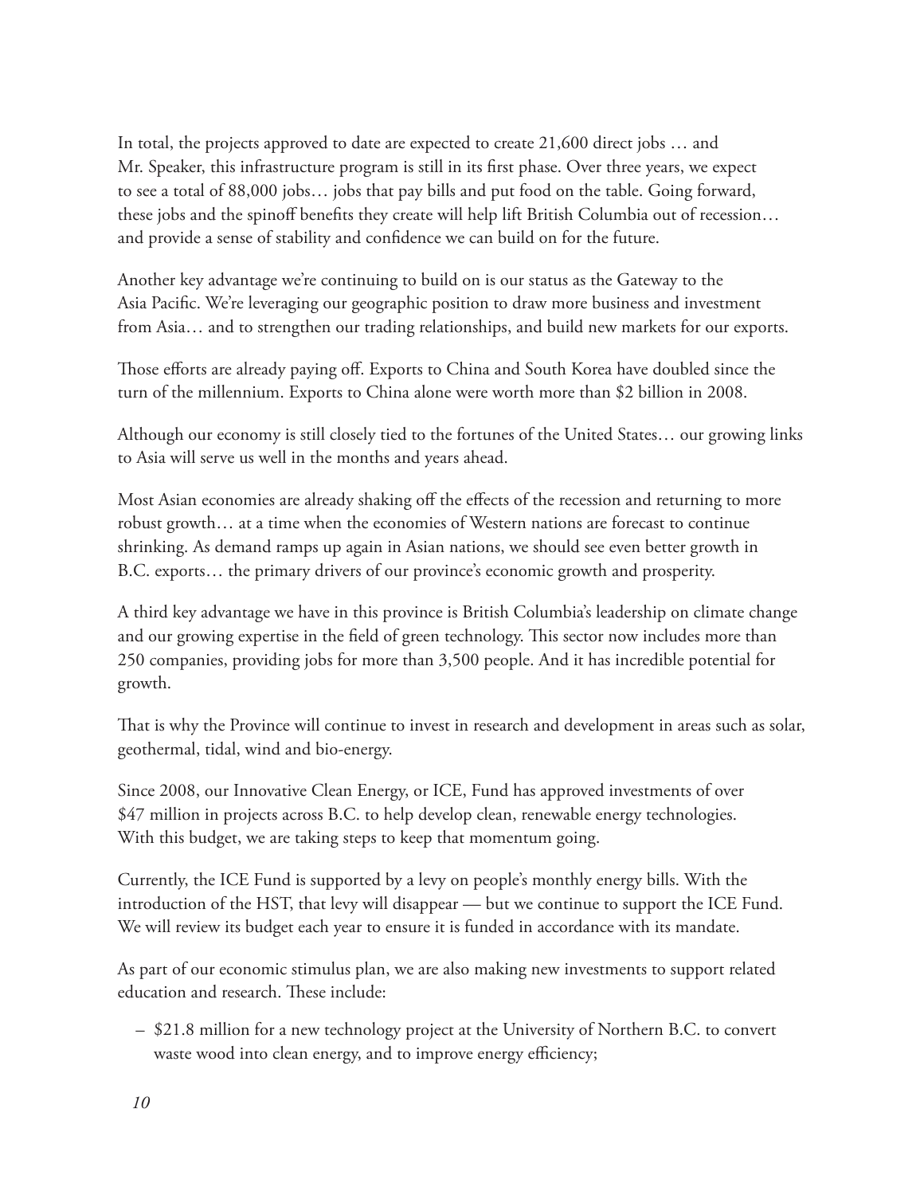In total, the projects approved to date are expected to create 21,600 direct jobs … and Mr. Speaker, this infrastructure program is still in its first phase. Over three years, we expect to see a total of 88,000 jobs… jobs that pay bills and put food on the table. Going forward, these jobs and the spinoff benefits they create will help lift British Columbia out of recession… and provide a sense of stability and confidence we can build on for the future.

Another key advantage we're continuing to build on is our status as the Gateway to the Asia Pacific. We're leveraging our geographic position to draw more business and investment from Asia… and to strengthen our trading relationships, and build new markets for our exports.

Those efforts are already paying off. Exports to China and South Korea have doubled since the turn of the millennium. Exports to China alone were worth more than $2 billion in 2008.

Although our economy is still closely tied to the fortunes of the United States… our growing links to Asia will serve us well in the months and years ahead.

Most Asian economies are already shaking off the effects of the recession and returning to more robust growth… at a time when the economies of Western nations are forecast to continue shrinking. As demand ramps up again in Asian nations, we should see even better growth in B.C. exports… the primary drivers of our province's economic growth and prosperity.

A third key advantage we have in this province is British Columbia's leadership on climate change and our growing expertise in the field of green technology. This sector now includes more than 250 companies, providing jobs for more than 3,500 people. And it has incredible potential for growth.

That is why the Province will continue to invest in research and development in areas such as solar, geothermal, tidal, wind and bio-energy.

Since 2008, our Innovative Clean Energy, or ICE, Fund has approved investments of over $47 million in projects across B.C. to help develop clean, renewable energy technologies. With this budget, we are taking steps to keep that momentum going.

Currently, the ICE Fund is supported by a levy on people's monthly energy bills. With the introduction of the HST, that levy will disappear — but we continue to support the ICE Fund. We will review its budget each year to ensure it is funded in accordance with its mandate.

As part of our economic stimulus plan, we are also making new investments to support related education and research. These include:

- $21.8 million for a new technology project at the University of Northern B.C. to convert waste wood into clean energy, and to improve energy efficiency;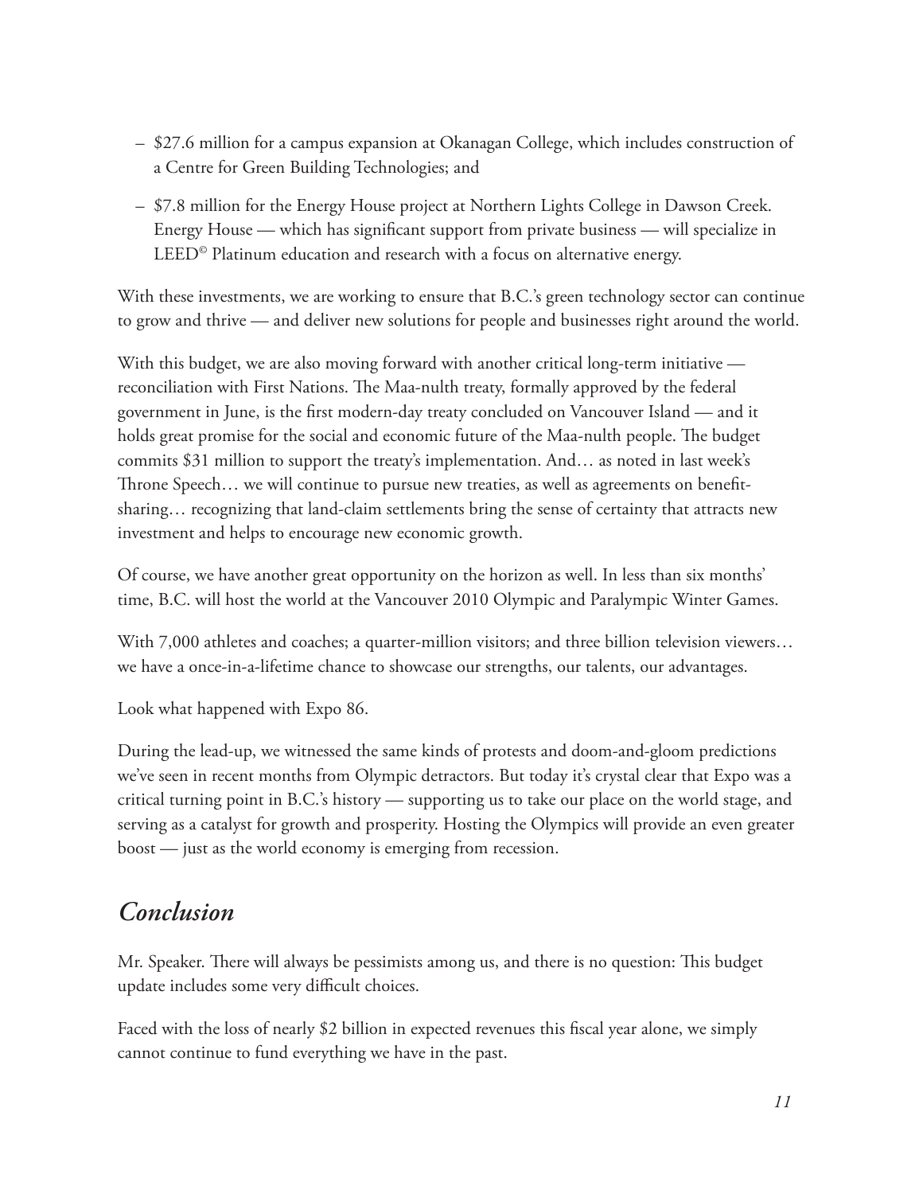- $27.6 million for a campus expansion at Okanagan College, which includes construction of a Centre for Green Building Technologies; and
- $7.8 million for the Energy House project at Northern Lights College in Dawson Creek. Energy House — which has significant support from private business — will specialize in LEED© Platinum education and research with a focus on alternative energy.

With these investments, we are working to ensure that B.C.'s green technology sector can continue to grow and thrive — and deliver new solutions for people and businesses right around the world.

With this budget, we are also moving forward with another critical long-term initiative — reconciliation with First Nations. The Maa-nulth treaty, formally approved by the federal government in June, is the first modern-day treaty concluded on Vancouver Island — and it holds great promise for the social and economic future of the Maa-nulth people. The budget commits $31 million to support the treaty's implementation. And… as noted in last week's Throne Speech… we will continue to pursue new treaties, as well as agreements on benefit-sharing… recognizing that land-claim settlements bring the sense of certainty that attracts new investment and helps to encourage new economic growth.

Of course, we have another great opportunity on the horizon as well. In less than six months' time, B.C. will host the world at the Vancouver 2010 Olympic and Paralympic Winter Games.

With 7,000 athletes and coaches; a quarter-million visitors; and three billion television viewers… we have a once-in-a-lifetime chance to showcase our strengths, our talents, our advantages.

Look what happened with Expo 86.

During the lead-up, we witnessed the same kinds of protests and doom-and-gloom predictions we've seen in recent months from Olympic detractors. But today it's crystal clear that Expo was a critical turning point in B.C.'s history — supporting us to take our place on the world stage, and serving as a catalyst for growth and prosperity. Hosting the Olympics will provide an even greater boost — just as the world economy is emerging from recession.

## *Conclusion*

Mr. Speaker. There will always be pessimists among us, and there is no question: This budget update includes some very difficult choices.

Faced with the loss of nearly $2 billion in expected revenues this fiscal year alone, we simply cannot continue to fund everything we have in the past.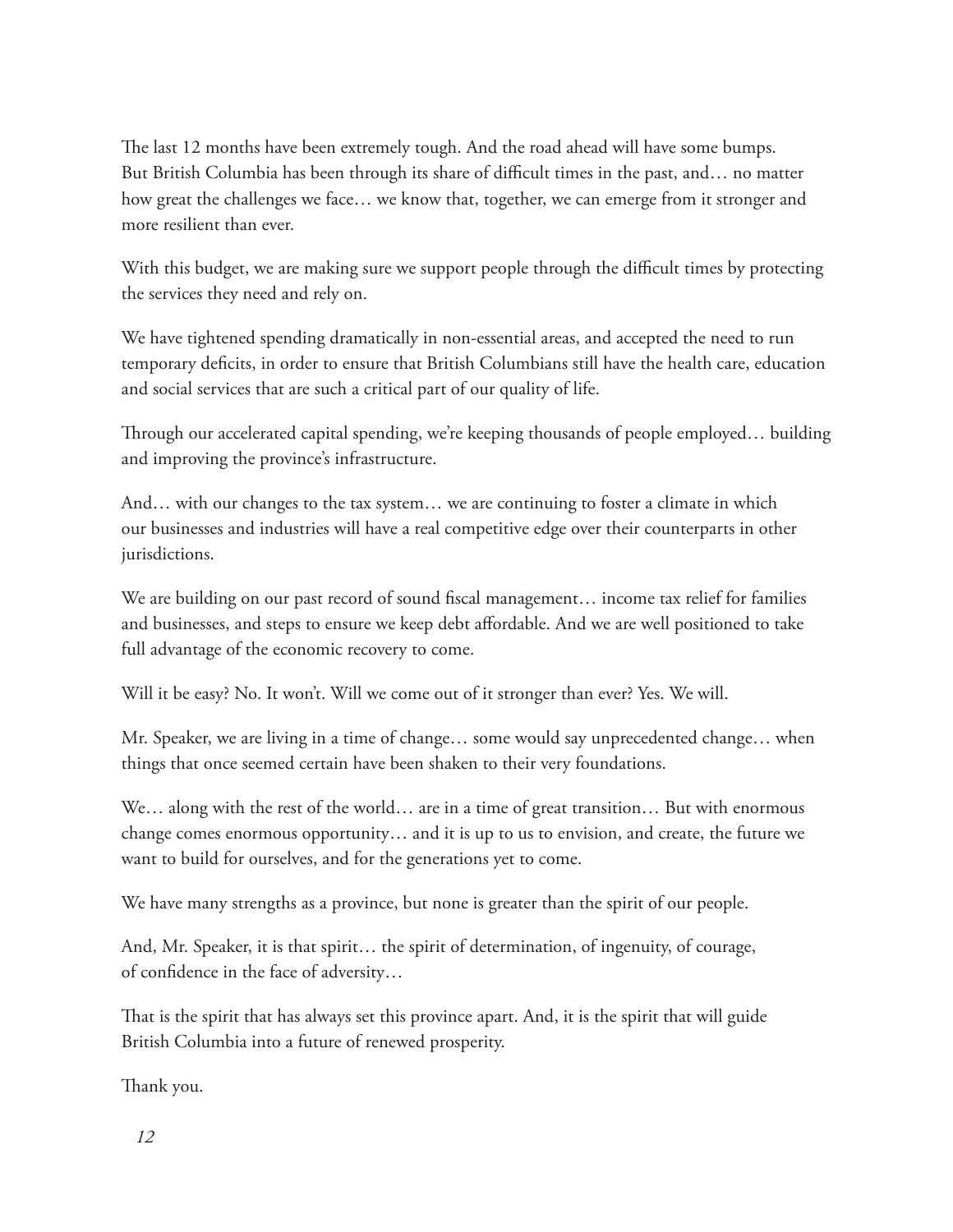The last 12 months have been extremely tough. And the road ahead will have some bumps. But British Columbia has been through its share of difficult times in the past, and… no matter how great the challenges we face… we know that, together, we can emerge from it stronger and more resilient than ever.

With this budget, we are making sure we support people through the difficult times by protecting the services they need and rely on.

We have tightened spending dramatically in non-essential areas, and accepted the need to run temporary deficits, in order to ensure that British Columbians still have the health care, education and social services that are such a critical part of our quality of life.

Through our accelerated capital spending, we're keeping thousands of people employed… building and improving the province's infrastructure.

And… with our changes to the tax system… we are continuing to foster a climate in which our businesses and industries will have a real competitive edge over their counterparts in other jurisdictions.

We are building on our past record of sound fiscal management… income tax relief for families and businesses, and steps to ensure we keep debt affordable. And we are well positioned to take full advantage of the economic recovery to come.

Will it be easy? No. It won't. Will we come out of it stronger than ever? Yes. We will.

Mr. Speaker, we are living in a time of change… some would say unprecedented change… when things that once seemed certain have been shaken to their very foundations.

We… along with the rest of the world… are in a time of great transition… But with enormous change comes enormous opportunity… and it is up to us to envision, and create, the future we want to build for ourselves, and for the generations yet to come.

We have many strengths as a province, but none is greater than the spirit of our people.

And, Mr. Speaker, it is that spirit… the spirit of determination, of ingenuity, of courage, of confidence in the face of adversity…

That is the spirit that has always set this province apart. And, it is the spirit that will guide British Columbia into a future of renewed prosperity.

Thank you.